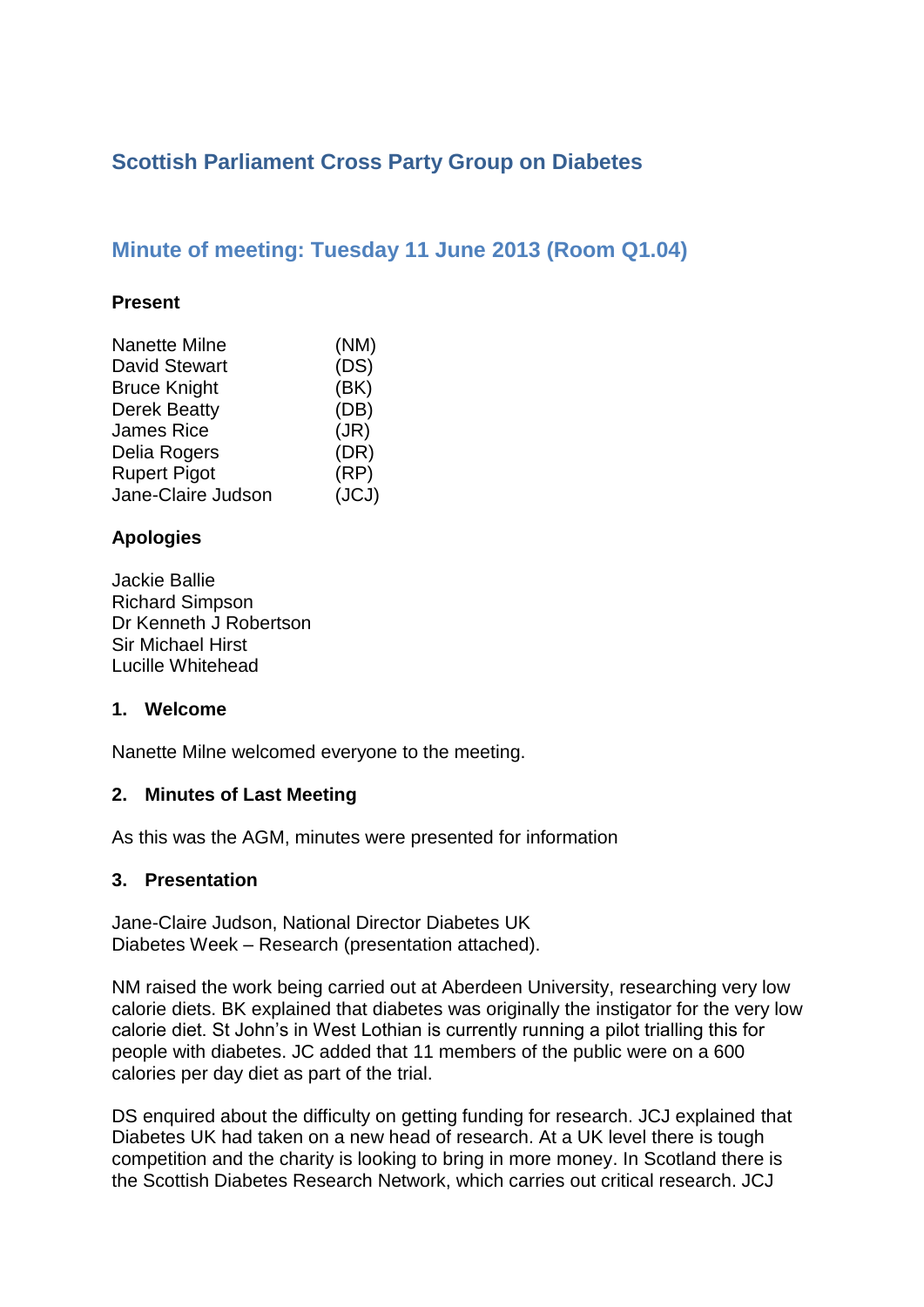# Scottish Parliament Cross Party Group on Diabetes

## Minute of meeting: Tuesday 11 June 2013 (Room Q1.04)

**Present**

| | |
|---|---|
| Nanette Milne | (NM) |
| David Stewart | (DS) |
| Bruce Knight | (BK) |
| Derek Beatty | (DB) |
| James Rice | (JR) |
| Delia Rogers | (DR) |
| Rupert Pigot | (RP) |
| Jane-Claire Judson | (JCJ) |

**Apologies**

Jackie Ballie
Richard Simpson
Dr Kenneth J Robertson
Sir Michael Hirst
Lucille Whitehead

### 1. Welcome

Nanette Milne welcomed everyone to the meeting.

### 2. Minutes of Last Meeting

As this was the AGM, minutes were presented for information

### 3. Presentation

Jane-Claire Judson, National Director Diabetes UK
Diabetes Week – Research (presentation attached).

NM raised the work being carried out at Aberdeen University, researching very low calorie diets. BK explained that diabetes was originally the instigator for the very low calorie diet. St John's in West Lothian is currently running a pilot trialling this for people with diabetes. JC added that 11 members of the public were on a 600 calories per day diet as part of the trial.

DS enquired about the difficulty on getting funding for research. JCJ explained that Diabetes UK had taken on a new head of research. At a UK level there is tough competition and the charity is looking to bring in more money. In Scotland there is the Scottish Diabetes Research Network, which carries out critical research. JCJ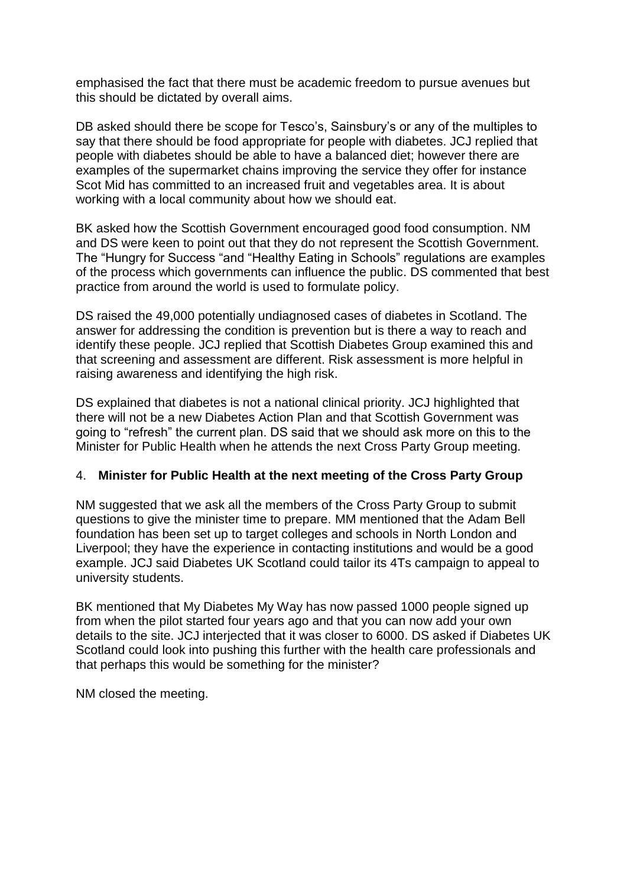emphasised the fact that there must be academic freedom to pursue avenues but this should be dictated by overall aims.

DB asked should there be scope for Tesco's, Sainsbury's or any of the multiples to say that there should be food appropriate for people with diabetes. JCJ replied that people with diabetes should be able to have a balanced diet; however there are examples of the supermarket chains improving the service they offer for instance Scot Mid has committed to an increased fruit and vegetables area. It is about working with a local community about how we should eat.

BK asked how the Scottish Government encouraged good food consumption. NM and DS were keen to point out that they do not represent the Scottish Government. The "Hungry for Success "and "Healthy Eating in Schools" regulations are examples of the process which governments can influence the public. DS commented that best practice from around the world is used to formulate policy.

DS raised the 49,000 potentially undiagnosed cases of diabetes in Scotland. The answer for addressing the condition is prevention but is there a way to reach and identify these people. JCJ replied that Scottish Diabetes Group examined this and that screening and assessment are different. Risk assessment is more helpful in raising awareness and identifying the high risk.

DS explained that diabetes is not a national clinical priority. JCJ highlighted that there will not be a new Diabetes Action Plan and that Scottish Government was going to "refresh" the current plan. DS said that we should ask more on this to the Minister for Public Health when he attends the next Cross Party Group meeting.

4. **Minister for Public Health at the next meeting of the Cross Party Group**

NM suggested that we ask all the members of the Cross Party Group to submit questions to give the minister time to prepare. MM mentioned that the Adam Bell foundation has been set up to target colleges and schools in North London and Liverpool; they have the experience in contacting institutions and would be a good example. JCJ said Diabetes UK Scotland could tailor its 4Ts campaign to appeal to university students.

BK mentioned that My Diabetes My Way has now passed 1000 people signed up from when the pilot started four years ago and that you can now add your own details to the site. JCJ interjected that it was closer to 6000. DS asked if Diabetes UK Scotland could look into pushing this further with the health care professionals and that perhaps this would be something for the minister?

NM closed the meeting.